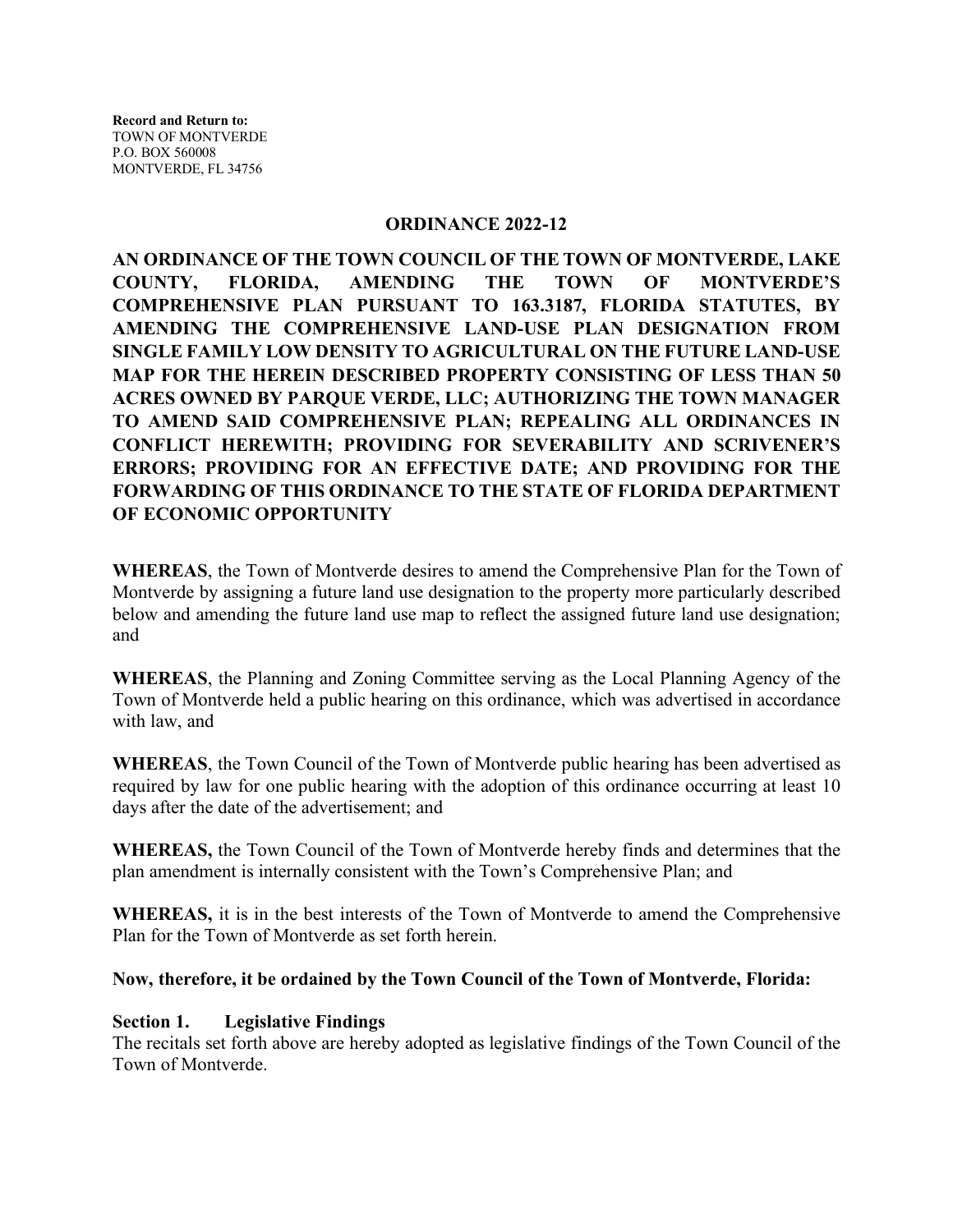**Record and Return to:**
TOWN OF MONTVERDE
P.O. BOX 560008
MONTVERDE, FL 34756

# ORDINANCE 2022-12

**AN ORDINANCE OF THE TOWN COUNCIL OF THE TOWN OF MONTVERDE, LAKE COUNTY, FLORIDA, AMENDING THE TOWN OF MONTVERDE'S COMPREHENSIVE PLAN PURSUANT TO 163.3187, FLORIDA STATUTES, BY AMENDING THE COMPREHENSIVE LAND-USE PLAN DESIGNATION FROM SINGLE FAMILY LOW DENSITY TO AGRICULTURAL ON THE FUTURE LAND-USE MAP FOR THE HEREIN DESCRIBED PROPERTY CONSISTING OF LESS THAN 50 ACRES OWNED BY PARQUE VERDE, LLC; AUTHORIZING THE TOWN MANAGER TO AMEND SAID COMPREHENSIVE PLAN; REPEALING ALL ORDINANCES IN CONFLICT HEREWITH; PROVIDING FOR SEVERABILITY AND SCRIVENER'S ERRORS; PROVIDING FOR AN EFFECTIVE DATE; AND PROVIDING FOR THE FORWARDING OF THIS ORDINANCE TO THE STATE OF FLORIDA DEPARTMENT OF ECONOMIC OPPORTUNITY**

**WHEREAS**, the Town of Montverde desires to amend the Comprehensive Plan for the Town of Montverde by assigning a future land use designation to the property more particularly described below and amending the future land use map to reflect the assigned future land use designation; and

**WHEREAS**, the Planning and Zoning Committee serving as the Local Planning Agency of the Town of Montverde held a public hearing on this ordinance, which was advertised in accordance with law, and

**WHEREAS**, the Town Council of the Town of Montverde public hearing has been advertised as required by law for one public hearing with the adoption of this ordinance occurring at least 10 days after the date of the advertisement; and

**WHEREAS,** the Town Council of the Town of Montverde hereby finds and determines that the plan amendment is internally consistent with the Town's Comprehensive Plan; and

**WHEREAS,** it is in the best interests of the Town of Montverde to amend the Comprehensive Plan for the Town of Montverde as set forth herein.

**Now, therefore, it be ordained by the Town Council of the Town of Montverde, Florida:**

**Section 1. Legislative Findings**
The recitals set forth above are hereby adopted as legislative findings of the Town Council of the Town of Montverde.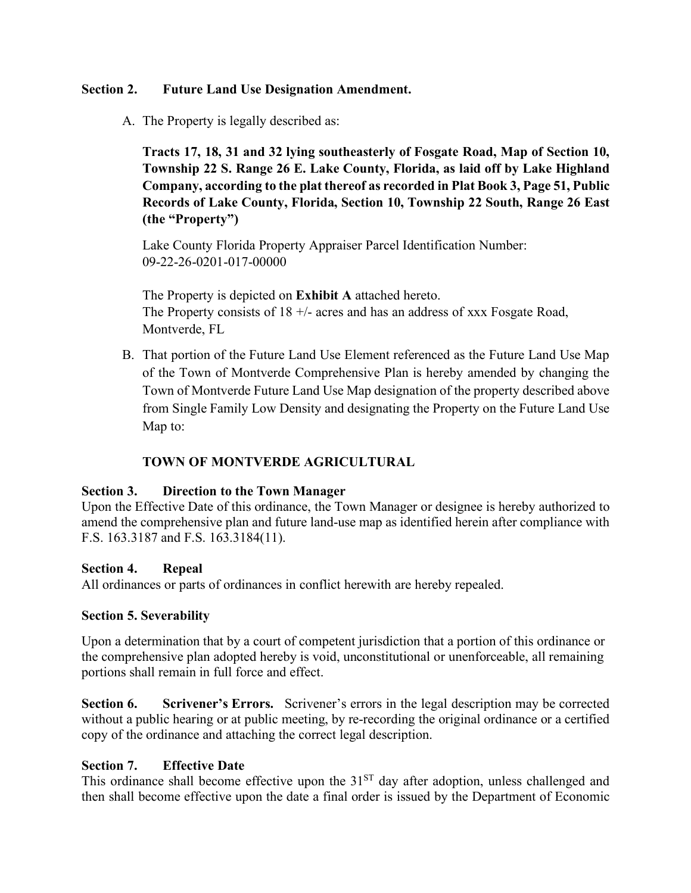**Section 2. Future Land Use Designation Amendment.**

A. The Property is legally described as:

   **Tracts 17, 18, 31 and 32 lying southeasterly of Fosgate Road, Map of Section 10, Township 22 S. Range 26 E. Lake County, Florida, as laid off by Lake Highland Company, according to the plat thereof as recorded in Plat Book 3, Page 51, Public Records of Lake County, Florida, Section 10, Township 22 South, Range 26 East (the "Property")**

   Lake County Florida Property Appraiser Parcel Identification Number: 09-22-26-0201-017-00000

   The Property is depicted on **Exhibit A** attached hereto.
   The Property consists of 18 +/- acres and has an address of xxx Fosgate Road, Montverde, FL

B. That portion of the Future Land Use Element referenced as the Future Land Use Map of the Town of Montverde Comprehensive Plan is hereby amended by changing the Town of Montverde Future Land Use Map designation of the property described above from Single Family Low Density and designating the Property on the Future Land Use Map to:

   **TOWN OF MONTVERDE AGRICULTURAL**

**Section 3. Direction to the Town Manager**
Upon the Effective Date of this ordinance, the Town Manager or designee is hereby authorized to amend the comprehensive plan and future land-use map as identified herein after compliance with F.S. 163.3187 and F.S. 163.3184(11).

**Section 4. Repeal**
All ordinances or parts of ordinances in conflict herewith are hereby repealed.

**Section 5. Severability**

Upon a determination that by a court of competent jurisdiction that a portion of this ordinance or the comprehensive plan adopted hereby is void, unconstitutional or unenforceable, all remaining portions shall remain in full force and effect.

**Section 6. Scrivener's Errors.** Scrivener's errors in the legal description may be corrected without a public hearing or at public meeting, by re-recording the original ordinance or a certified copy of the ordinance and attaching the correct legal description.

**Section 7. Effective Date**
This ordinance shall become effective upon the 31ST day after adoption, unless challenged and then shall become effective upon the date a final order is issued by the Department of Economic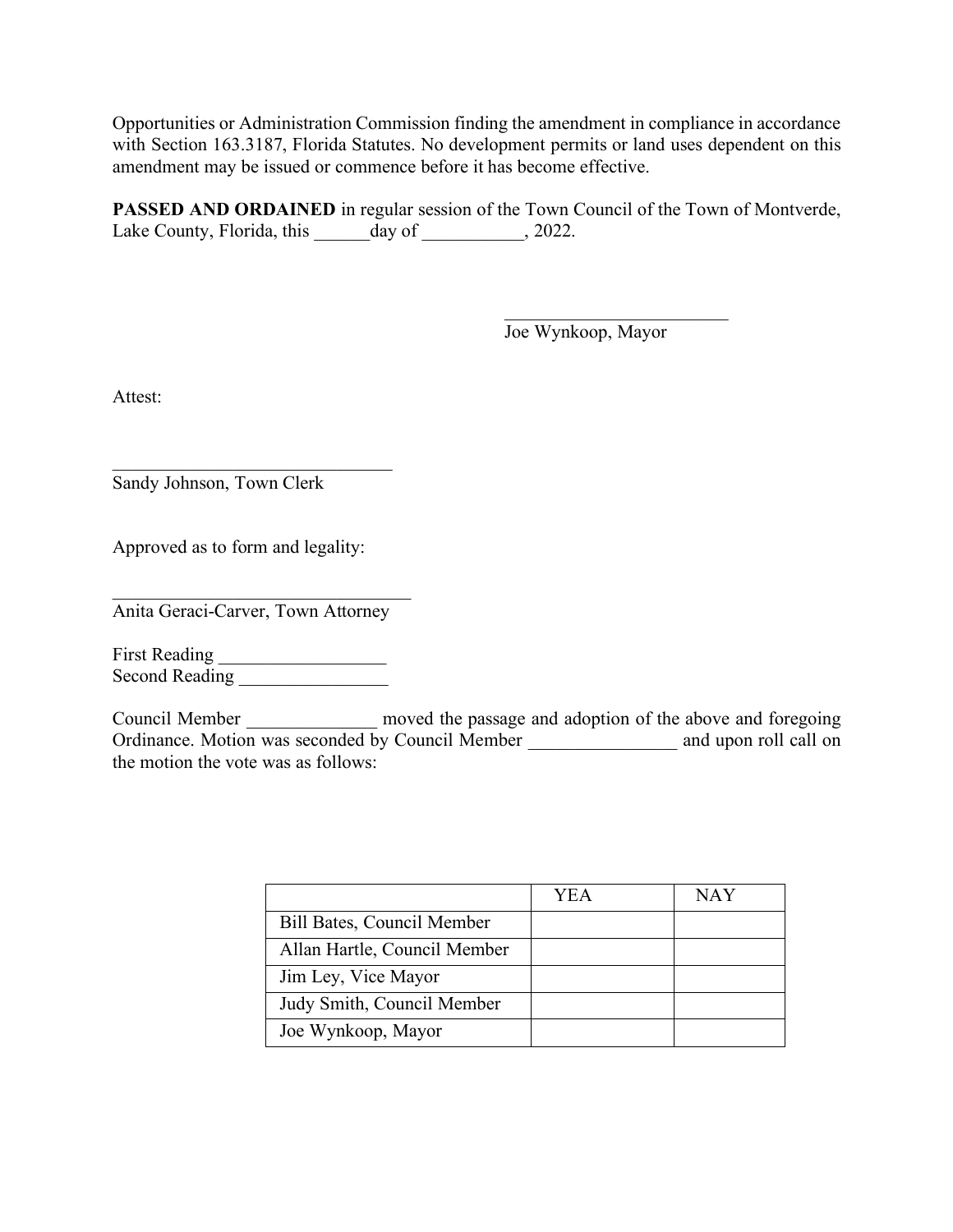Opportunities or Administration Commission finding the amendment in compliance in accordance with Section 163.3187, Florida Statutes. No development permits or land uses dependent on this amendment may be issued or commence before it has become effective.

**PASSED AND ORDAINED** in regular session of the Town Council of the Town of Montverde, Lake County, Florida, this ______day of ___________, 2022.

\_\_\_\_\_\_\_\_\_\_\_\_\_\_\_\_\_\_\_\_\_\_\_\_\_
Joe Wynkoop, Mayor

Attest:

\_\_\_\_\_\_\_\_\_\_\_\_\_\_\_\_\_\_\_\_\_\_\_\_\_\_\_\_\_\_\_
Sandy Johnson, Town Clerk

Approved as to form and legality:

\_\_\_\_\_\_\_\_\_\_\_\_\_\_\_\_\_\_\_\_\_\_\_\_\_\_\_\_\_\_\_\_\_
Anita Geraci-Carver, Town Attorney

First Reading __________________
Second Reading ________________

Council Member ______________ moved the passage and adoption of the above and foregoing Ordinance. Motion was seconded by Council Member ________________ and upon roll call on the motion the vote was as follows:

| | YEA | NAY |
|---|---|---|
| Bill Bates, Council Member | | |
| Allan Hartle, Council Member | | |
| Jim Ley, Vice Mayor | | |
| Judy Smith, Council Member | | |
| Joe Wynkoop, Mayor | | |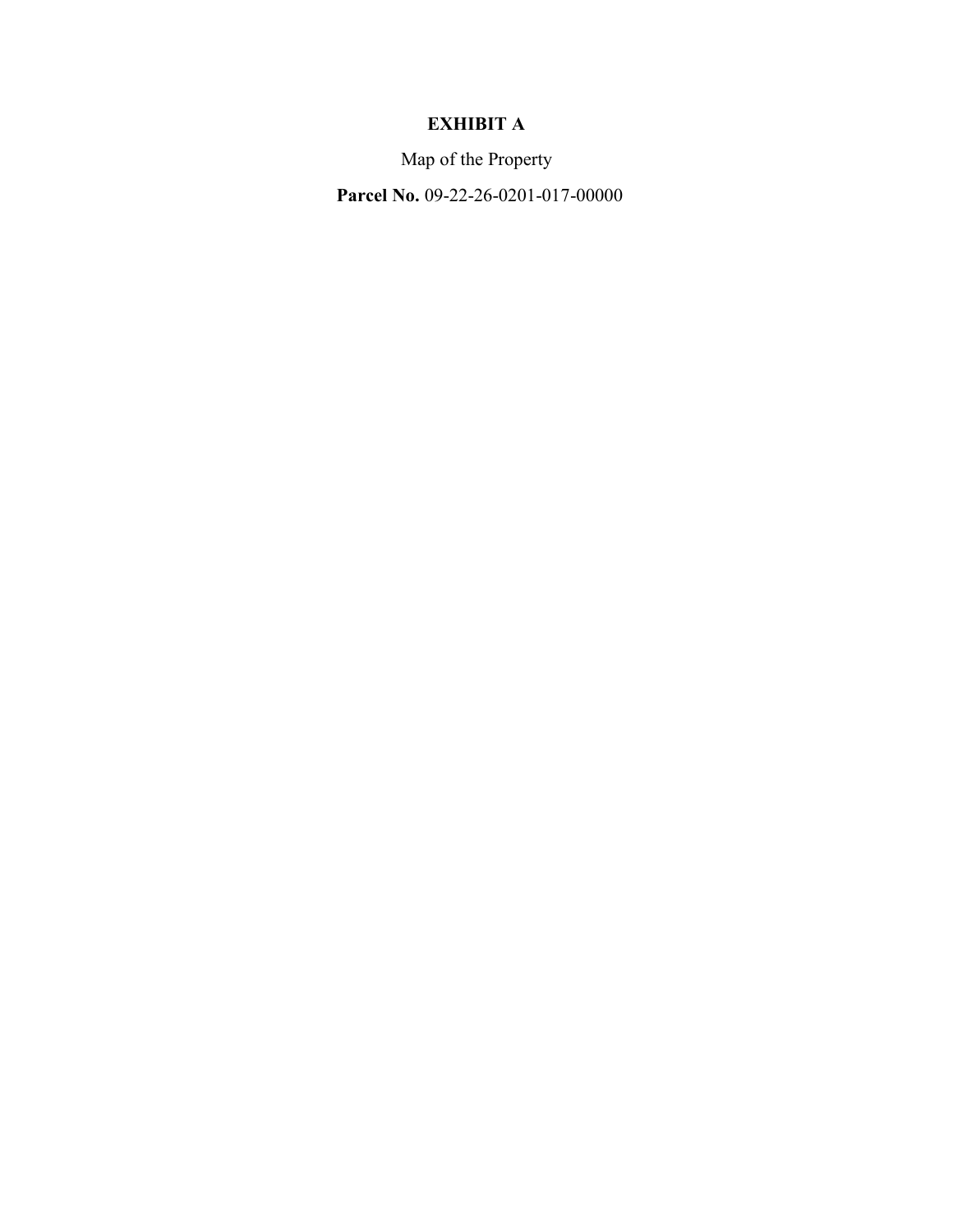# EXHIBIT A

Map of the Property

**Parcel No.** 09-22-26-0201-017-00000